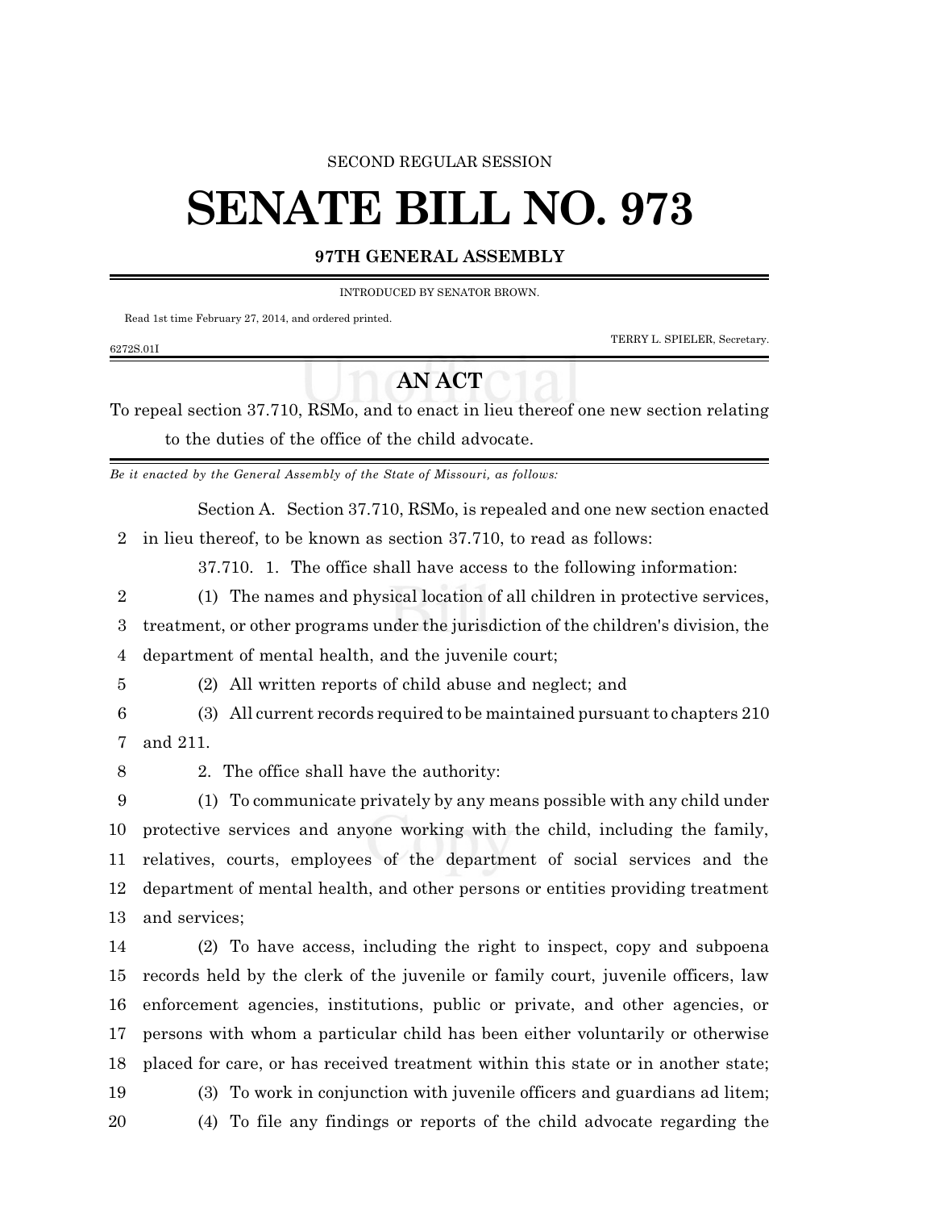SECOND REGULAR SESSION

# SENATE BILL NO. 973

**97TH GENERAL ASSEMBLY**

INTRODUCED BY SENATOR BROWN.

Read 1st time February 27, 2014, and ordered printed.

TERRY L. SPIELER, Secretary.

6272S.01I

## AN ACT

To repeal section 37.710, RSMo, and to enact in lieu thereof one new section relating to the duties of the office of the child advocate.

*Be it enacted by the General Assembly of the State of Missouri, as follows:*

Section A. Section 37.710, RSMo, is repealed and one new section enacted
2 in lieu thereof, to be known as section 37.710, to read as follows:

37.710. 1. The office shall have access to the following information:
2 (1) The names and physical location of all children in protective services,
3 treatment, or other programs under the jurisdiction of the children's division, the
4 department of mental health, and the juvenile court;
5 (2) All written reports of child abuse and neglect; and
6 (3) All current records required to be maintained pursuant to chapters 210
7 and 211.
8 2. The office shall have the authority:
9 (1) To communicate privately by any means possible with any child under
10 protective services and anyone working with the child, including the family,
11 relatives, courts, employees of the department of social services and the
12 department of mental health, and other persons or entities providing treatment
13 and services;
14 (2) To have access, including the right to inspect, copy and subpoena
15 records held by the clerk of the juvenile or family court, juvenile officers, law
16 enforcement agencies, institutions, public or private, and other agencies, or
17 persons with whom a particular child has been either voluntarily or otherwise
18 placed for care, or has received treatment within this state or in another state;
19 (3) To work in conjunction with juvenile officers and guardians ad litem;
20 (4) To file any findings or reports of the child advocate regarding the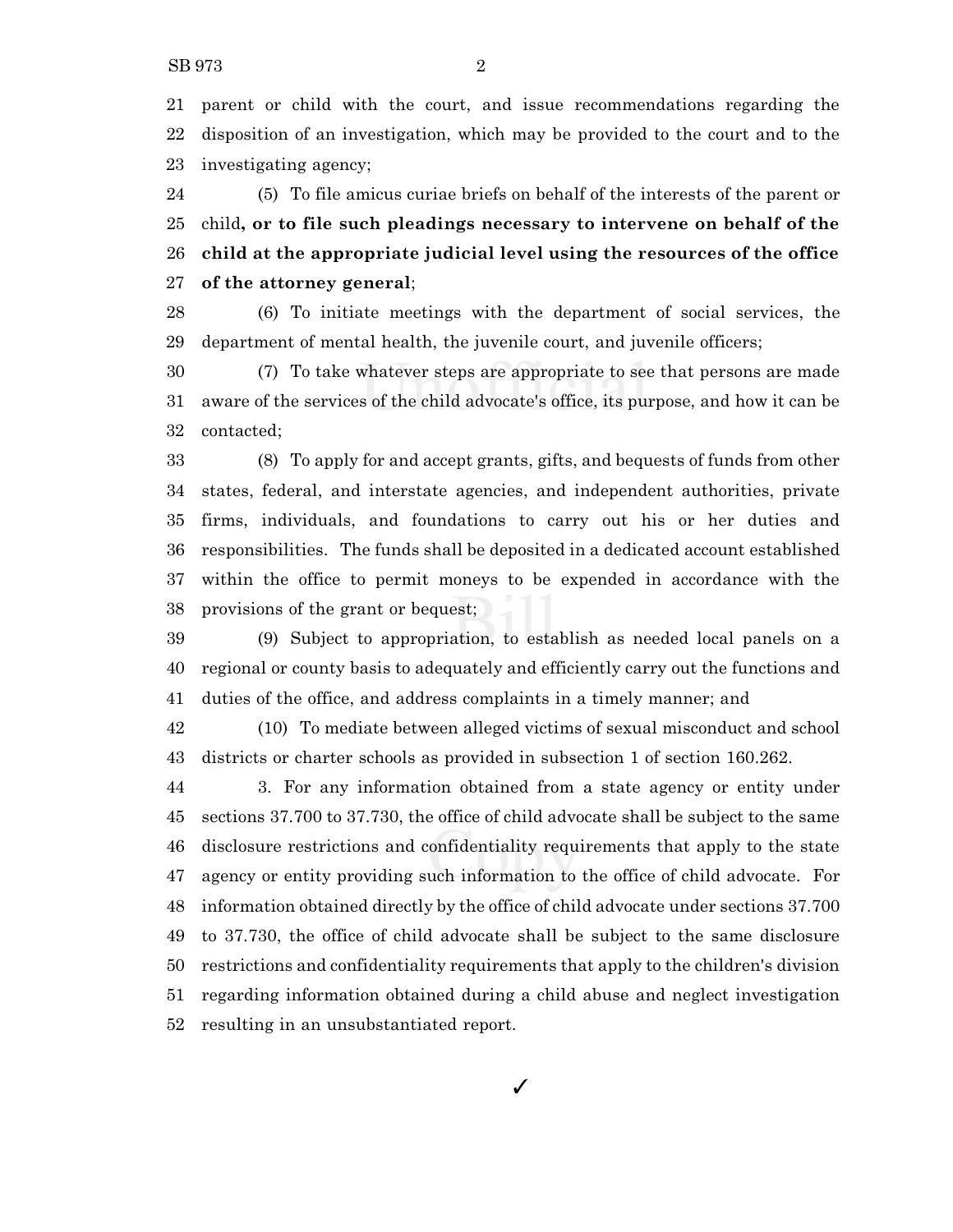parent or child with the court, and issue recommendations regarding the disposition of an investigation, which may be provided to the court and to the investigating agency;

(5) To file amicus curiae briefs on behalf of the interests of the parent or child**, or to file such pleadings necessary to intervene on behalf of the child at the appropriate judicial level using the resources of the office of the attorney general**;

(6) To initiate meetings with the department of social services, the department of mental health, the juvenile court, and juvenile officers;

(7) To take whatever steps are appropriate to see that persons are made aware of the services of the child advocate's office, its purpose, and how it can be contacted;

(8) To apply for and accept grants, gifts, and bequests of funds from other states, federal, and interstate agencies, and independent authorities, private firms, individuals, and foundations to carry out his or her duties and responsibilities. The funds shall be deposited in a dedicated account established within the office to permit moneys to be expended in accordance with the provisions of the grant or bequest;

(9) Subject to appropriation, to establish as needed local panels on a regional or county basis to adequately and efficiently carry out the functions and duties of the office, and address complaints in a timely manner; and

(10) To mediate between alleged victims of sexual misconduct and school districts or charter schools as provided in subsection 1 of section 160.262.

3. For any information obtained from a state agency or entity under sections 37.700 to 37.730, the office of child advocate shall be subject to the same disclosure restrictions and confidentiality requirements that apply to the state agency or entity providing such information to the office of child advocate. For information obtained directly by the office of child advocate under sections 37.700 to 37.730, the office of child advocate shall be subject to the same disclosure restrictions and confidentiality requirements that apply to the children's division regarding information obtained during a child abuse and neglect investigation resulting in an unsubstantiated report.

✓